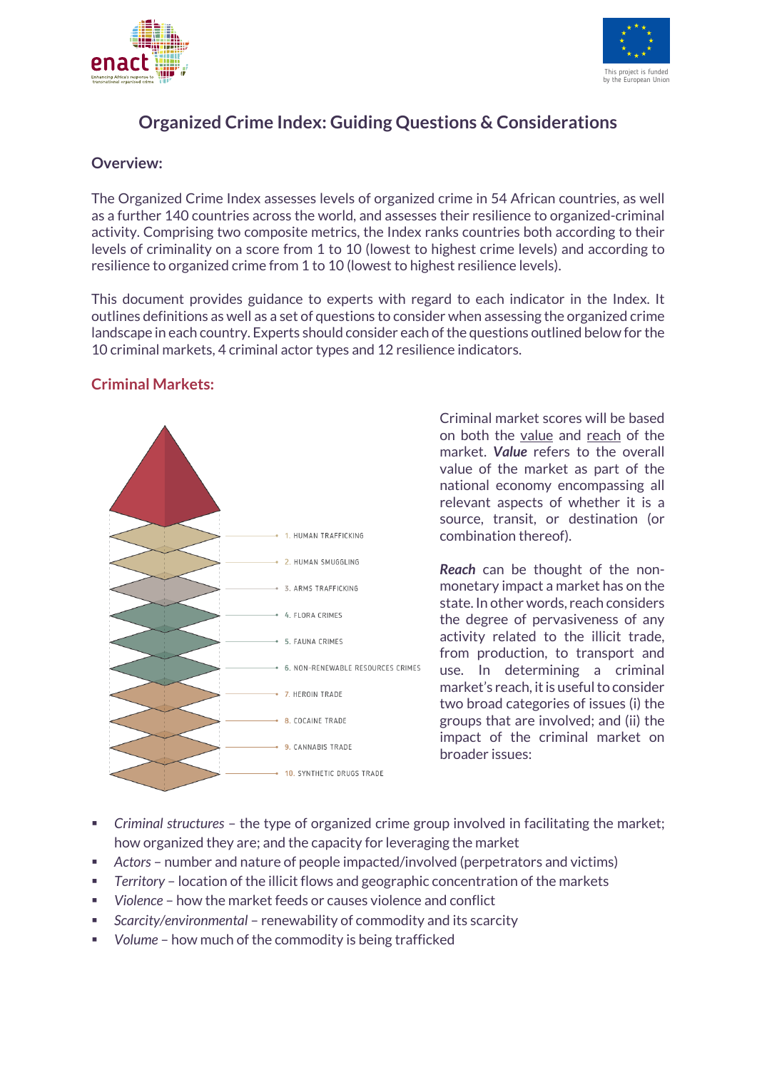# Organized Crime Index: Guiding Questions & Considerations

## Overview:

The Organized Crime Index assesses levels of organized crime in 54 African countries, as well as a further 140 countries across the world, and assesses their resilience to organized-criminal activity. Comprising two composite metrics, the Index ranks countries both according to their levels of criminality on a score from 1 to 10 (lowest to highest crime levels) and according to resilience to organized crime from 1 to 10 (lowest to highest resilience levels).

This document provides guidance to experts with regard to each indicator in the Index. It outlines definitions as well as a set of questions to consider when assessing the organized crime landscape in each country. Experts should consider each of the questions outlined below for the 10 criminal markets, 4 criminal actor types and 12 resilience indicators.

## Criminal Markets:

1. HUMAN TRAFFICKING
2. HUMAN SMUGGLING
3. ARMS TRAFFICKING
4. FLORA CRIMES
5. FAUNA CRIMES
6. NON-RENEWABLE RESOURCES CRIMES
7. HEROIN TRADE
8. COCAINE TRADE
9. CANNABIS TRADE
10. SYNTHETIC DRUGS TRADE

Criminal market scores will be based on both the value and reach of the market. ***Value*** refers to the overall value of the market as part of the national economy encompassing all relevant aspects of whether it is a source, transit, or destination (or combination thereof).

***Reach*** can be thought of the non-monetary impact a market has on the state. In other words, reach considers the degree of pervasiveness of any activity related to the illicit trade, from production, to transport and use. In determining a criminal market's reach, it is useful to consider two broad categories of issues (i) the groups that are involved; and (ii) the impact of the criminal market on broader issues:

- *Criminal structures* – the type of organized crime group involved in facilitating the market; how organized they are; and the capacity for leveraging the market
- *Actors* – number and nature of people impacted/involved (perpetrators and victims)
- *Territory* – location of the illicit flows and geographic concentration of the markets
- *Violence* – how the market feeds or causes violence and conflict
- *Scarcity/environmental* – renewability of commodity and its scarcity
- *Volume* – how much of the commodity is being trafficked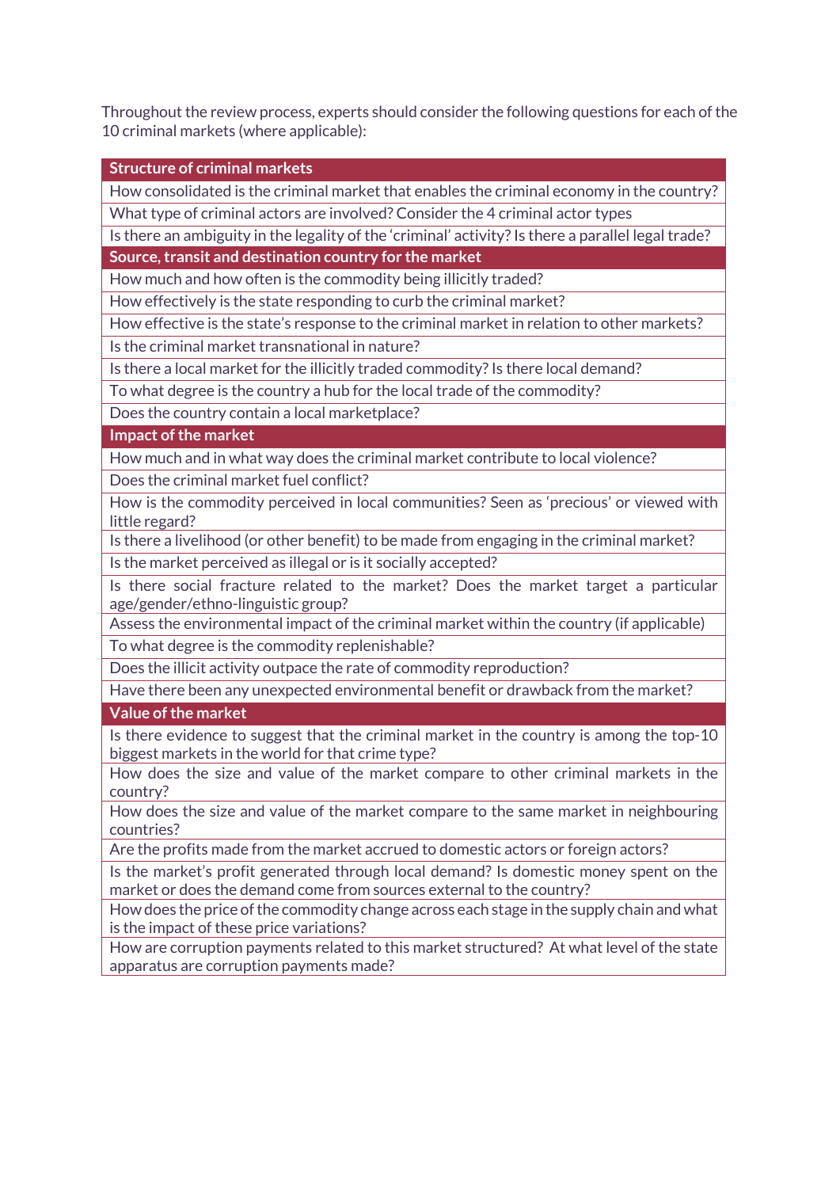Throughout the review process, experts should consider the following questions for each of the 10 criminal markets (where applicable):

| **Structure of criminal markets** |
|---|
| How consolidated is the criminal market that enables the criminal economy in the country? |
| What type of criminal actors are involved? Consider the 4 criminal actor types |
| Is there an ambiguity in the legality of the 'criminal' activity? Is there a parallel legal trade? |
| **Source, transit and destination country for the market** |
| How much and how often is the commodity being illicitly traded? |
| How effectively is the state responding to curb the criminal market? |
| How effective is the state's response to the criminal market in relation to other markets? |
| Is the criminal market transnational in nature? |
| Is there a local market for the illicitly traded commodity? Is there local demand? |
| To what degree is the country a hub for the local trade of the commodity? |
| Does the country contain a local marketplace? |
| **Impact of the market** |
| How much and in what way does the criminal market contribute to local violence? |
| Does the criminal market fuel conflict? |
| How is the commodity perceived in local communities? Seen as 'precious' or viewed with little regard? |
| Is there a livelihood (or other benefit) to be made from engaging in the criminal market? |
| Is the market perceived as illegal or is it socially accepted? |
| Is there social fracture related to the market? Does the market target a particular age/gender/ethno-linguistic group? |
| Assess the environmental impact of the criminal market within the country (if applicable) |
| To what degree is the commodity replenishable? |
| Does the illicit activity outpace the rate of commodity reproduction? |
| Have there been any unexpected environmental benefit or drawback from the market? |
| **Value of the market** |
| Is there evidence to suggest that the criminal market in the country is among the top-10 biggest markets in the world for that crime type? |
| How does the size and value of the market compare to other criminal markets in the country? |
| How does the size and value of the market compare to the same market in neighbouring countries? |
| Are the profits made from the market accrued to domestic actors or foreign actors? |
| Is the market's profit generated through local demand? Is domestic money spent on the market or does the demand come from sources external to the country? |
| How does the price of the commodity change across each stage in the supply chain and what is the impact of these price variations? |
| How are corruption payments related to this market structured? At what level of the state apparatus are corruption payments made? |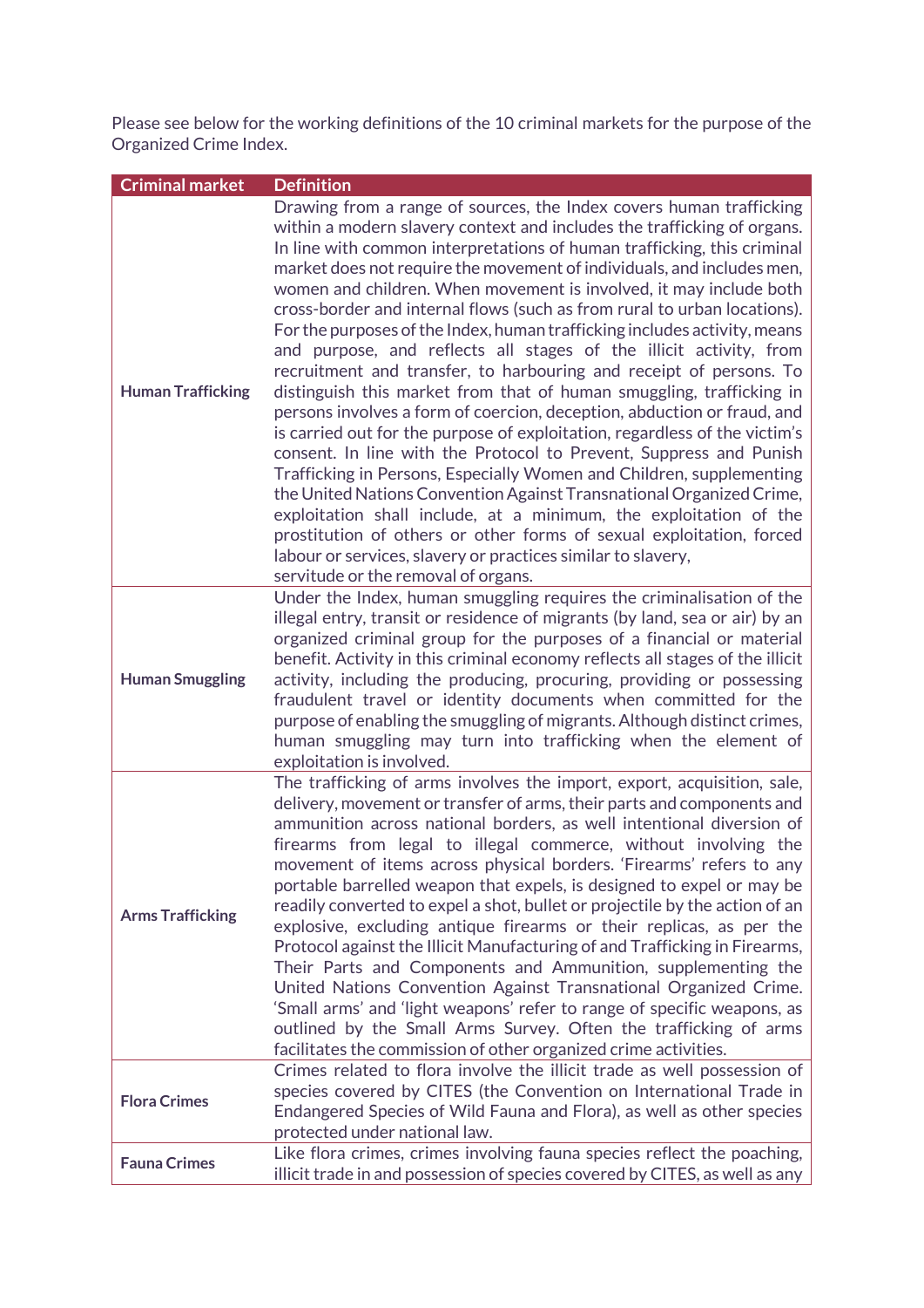Please see below for the working definitions of the 10 criminal markets for the purpose of the Organized Crime Index.

| Criminal market | Definition |
| --- | --- |
| **Human Trafficking** | Drawing from a range of sources, the Index covers human trafficking within a modern slavery context and includes the trafficking of organs. In line with common interpretations of human trafficking, this criminal market does not require the movement of individuals, and includes men, women and children. When movement is involved, it may include both cross-border and internal flows (such as from rural to urban locations). For the purposes of the Index, human trafficking includes activity, means and purpose, and reflects all stages of the illicit activity, from recruitment and transfer, to harbouring and receipt of persons. To distinguish this market from that of human smuggling, trafficking in persons involves a form of coercion, deception, abduction or fraud, and is carried out for the purpose of exploitation, regardless of the victim's consent. In line with the Protocol to Prevent, Suppress and Punish Trafficking in Persons, Especially Women and Children, supplementing the United Nations Convention Against Transnational Organized Crime, exploitation shall include, at a minimum, the exploitation of the prostitution of others or other forms of sexual exploitation, forced labour or services, slavery or practices similar to slavery, servitude or the removal of organs. |
| **Human Smuggling** | Under the Index, human smuggling requires the criminalisation of the illegal entry, transit or residence of migrants (by land, sea or air) by an organized criminal group for the purposes of a financial or material benefit. Activity in this criminal economy reflects all stages of the illicit activity, including the producing, procuring, providing or possessing fraudulent travel or identity documents when committed for the purpose of enabling the smuggling of migrants. Although distinct crimes, human smuggling may turn into trafficking when the element of exploitation is involved. |
| **Arms Trafficking** | The trafficking of arms involves the import, export, acquisition, sale, delivery, movement or transfer of arms, their parts and components and ammunition across national borders, as well intentional diversion of firearms from legal to illegal commerce, without involving the movement of items across physical borders. 'Firearms' refers to any portable barrelled weapon that expels, is designed to expel or may be readily converted to expel a shot, bullet or projectile by the action of an explosive, excluding antique firearms or their replicas, as per the Protocol against the Illicit Manufacturing of and Trafficking in Firearms, Their Parts and Components and Ammunition, supplementing the United Nations Convention Against Transnational Organized Crime. 'Small arms' and 'light weapons' refer to range of specific weapons, as outlined by the Small Arms Survey. Often the trafficking of arms facilitates the commission of other organized crime activities. |
| **Flora Crimes** | Crimes related to flora involve the illicit trade as well possession of species covered by CITES (the Convention on International Trade in Endangered Species of Wild Fauna and Flora), as well as other species protected under national law. |
| **Fauna Crimes** | Like flora crimes, crimes involving fauna species reflect the poaching, illicit trade in and possession of species covered by CITES, as well as any |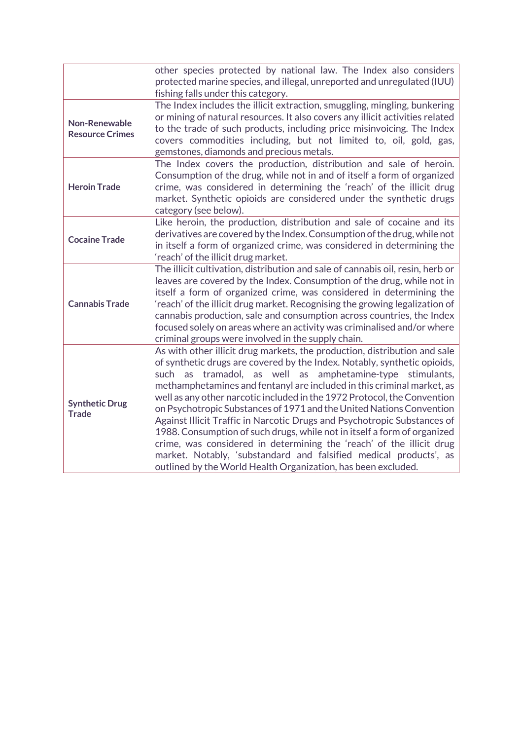| | |
|---|---|
| | other species protected by national law. The Index also considers protected marine species, and illegal, unreported and unregulated (IUU) fishing falls under this category. |
| **Non-Renewable Resource Crimes** | The Index includes the illicit extraction, smuggling, mingling, bunkering or mining of natural resources. It also covers any illicit activities related to the trade of such products, including price misinvoicing. The Index covers commodities including, but not limited to, oil, gold, gas, gemstones, diamonds and precious metals. |
| **Heroin Trade** | The Index covers the production, distribution and sale of heroin. Consumption of the drug, while not in and of itself a form of organized crime, was considered in determining the 'reach' of the illicit drug market. Synthetic opioids are considered under the synthetic drugs category (see below). |
| **Cocaine Trade** | Like heroin, the production, distribution and sale of cocaine and its derivatives are covered by the Index. Consumption of the drug, while not in itself a form of organized crime, was considered in determining the 'reach' of the illicit drug market. |
| **Cannabis Trade** | The illicit cultivation, distribution and sale of cannabis oil, resin, herb or leaves are covered by the Index. Consumption of the drug, while not in itself a form of organized crime, was considered in determining the 'reach' of the illicit drug market. Recognising the growing legalization of cannabis production, sale and consumption across countries, the Index focused solely on areas where an activity was criminalised and/or where criminal groups were involved in the supply chain. |
| **Synthetic Drug Trade** | As with other illicit drug markets, the production, distribution and sale of synthetic drugs are covered by the Index. Notably, synthetic opioids, such as tramadol, as well as amphetamine-type stimulants, methamphetamines and fentanyl are included in this criminal market, as well as any other narcotic included in the 1972 Protocol, the Convention on Psychotropic Substances of 1971 and the United Nations Convention Against Illicit Traffic in Narcotic Drugs and Psychotropic Substances of 1988. Consumption of such drugs, while not in itself a form of organized crime, was considered in determining the 'reach' of the illicit drug market. Notably, 'substandard and falsified medical products', as outlined by the World Health Organization, has been excluded. |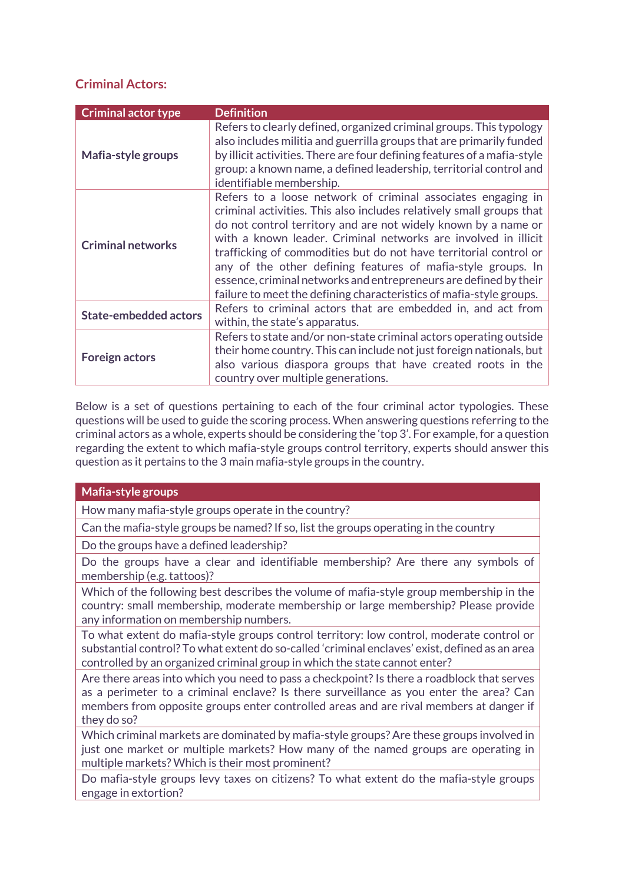## Criminal Actors:

| Criminal actor type | Definition |
|---|---|
| **Mafia-style groups** | Refers to clearly defined, organized criminal groups. This typology also includes militia and guerrilla groups that are primarily funded by illicit activities. There are four defining features of a mafia-style group: a known name, a defined leadership, territorial control and identifiable membership. |
| **Criminal networks** | Refers to a loose network of criminal associates engaging in criminal activities. This also includes relatively small groups that do not control territory and are not widely known by a name or with a known leader. Criminal networks are involved in illicit trafficking of commodities but do not have territorial control or any of the other defining features of mafia-style groups. In essence, criminal networks and entrepreneurs are defined by their failure to meet the defining characteristics of mafia-style groups. |
| **State-embedded actors** | Refers to criminal actors that are embedded in, and act from within, the state's apparatus. |
| **Foreign actors** | Refers to state and/or non-state criminal actors operating outside their home country. This can include not just foreign nationals, but also various diaspora groups that have created roots in the country over multiple generations. |

Below is a set of questions pertaining to each of the four criminal actor typologies. These questions will be used to guide the scoring process. When answering questions referring to the criminal actors as a whole, experts should be considering the 'top 3'. For example, for a question regarding the extent to which mafia-style groups control territory, experts should answer this question as it pertains to the 3 main mafia-style groups in the country.

| Mafia-style groups |
|---|
| How many mafia-style groups operate in the country? |
| Can the mafia-style groups be named? If so, list the groups operating in the country |
| Do the groups have a defined leadership? |
| Do the groups have a clear and identifiable membership? Are there any symbols of membership (e.g. tattoos)? |
| Which of the following best describes the volume of mafia-style group membership in the country: small membership, moderate membership or large membership? Please provide any information on membership numbers. |
| To what extent do mafia-style groups control territory: low control, moderate control or substantial control? To what extent do so-called 'criminal enclaves' exist, defined as an area controlled by an organized criminal group in which the state cannot enter? |
| Are there areas into which you need to pass a checkpoint? Is there a roadblock that serves as a perimeter to a criminal enclave? Is there surveillance as you enter the area? Can members from opposite groups enter controlled areas and are rival members at danger if they do so? |
| Which criminal markets are dominated by mafia-style groups? Are these groups involved in just one market or multiple markets? How many of the named groups are operating in multiple markets? Which is their most prominent? |
| Do mafia-style groups levy taxes on citizens? To what extent do the mafia-style groups engage in extortion? |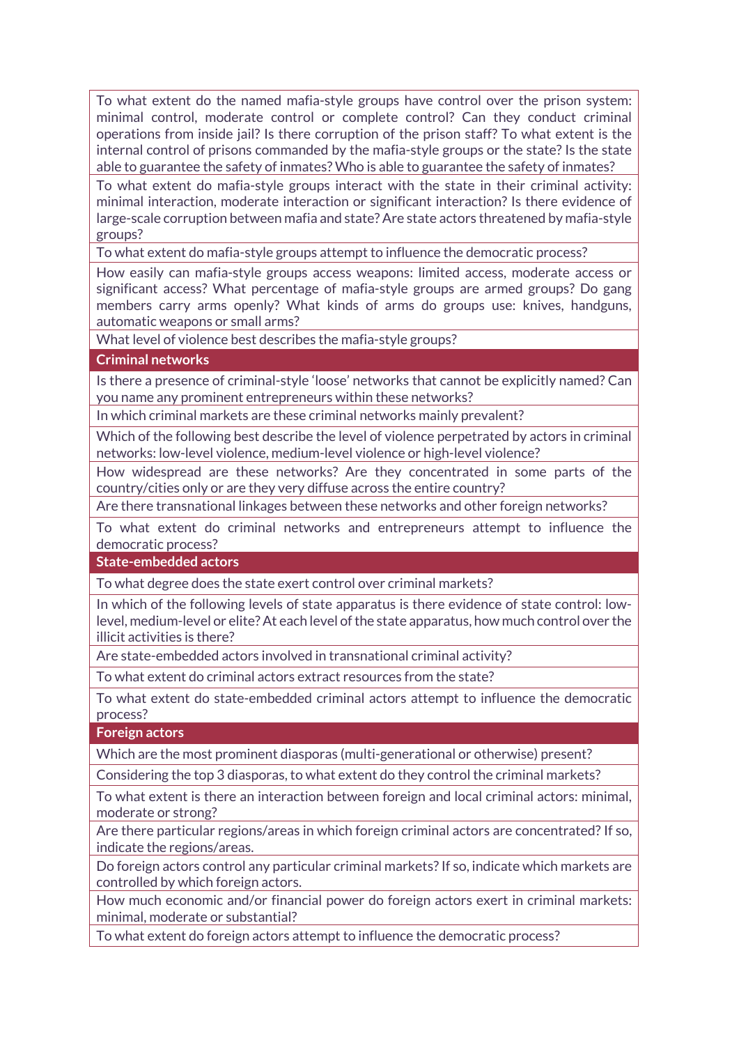| |
|---|
| To what extent do the named mafia-style groups have control over the prison system: minimal control, moderate control or complete control? Can they conduct criminal operations from inside jail? Is there corruption of the prison staff? To what extent is the internal control of prisons commanded by the mafia-style groups or the state? Is the state able to guarantee the safety of inmates? Who is able to guarantee the safety of inmates? |
| To what extent do mafia-style groups interact with the state in their criminal activity: minimal interaction, moderate interaction or significant interaction? Is there evidence of large-scale corruption between mafia and state? Are state actors threatened by mafia-style groups? |
| To what extent do mafia-style groups attempt to influence the democratic process? |
| How easily can mafia-style groups access weapons: limited access, moderate access or significant access? What percentage of mafia-style groups are armed groups? Do gang members carry arms openly? What kinds of arms do groups use: knives, handguns, automatic weapons or small arms? |
| What level of violence best describes the mafia-style groups? |
| **Criminal networks** |
| Is there a presence of criminal-style 'loose' networks that cannot be explicitly named? Can you name any prominent entrepreneurs within these networks? |
| In which criminal markets are these criminal networks mainly prevalent? |
| Which of the following best describe the level of violence perpetrated by actors in criminal networks: low-level violence, medium-level violence or high-level violence? |
| How widespread are these networks? Are they concentrated in some parts of the country/cities only or are they very diffuse across the entire country? |
| Are there transnational linkages between these networks and other foreign networks? |
| To what extent do criminal networks and entrepreneurs attempt to influence the democratic process? |
| **State-embedded actors** |
| To what degree does the state exert control over criminal markets? |
| In which of the following levels of state apparatus is there evidence of state control: low-level, medium-level or elite? At each level of the state apparatus, how much control over the illicit activities is there? |
| Are state-embedded actors involved in transnational criminal activity? |
| To what extent do criminal actors extract resources from the state? |
| To what extent do state-embedded criminal actors attempt to influence the democratic process? |
| **Foreign actors** |
| Which are the most prominent diasporas (multi-generational or otherwise) present? |
| Considering the top 3 diasporas, to what extent do they control the criminal markets? |
| To what extent is there an interaction between foreign and local criminal actors: minimal, moderate or strong? |
| Are there particular regions/areas in which foreign criminal actors are concentrated? If so, indicate the regions/areas. |
| Do foreign actors control any particular criminal markets? If so, indicate which markets are controlled by which foreign actors. |
| How much economic and/or financial power do foreign actors exert in criminal markets: minimal, moderate or substantial? |
| To what extent do foreign actors attempt to influence the democratic process? |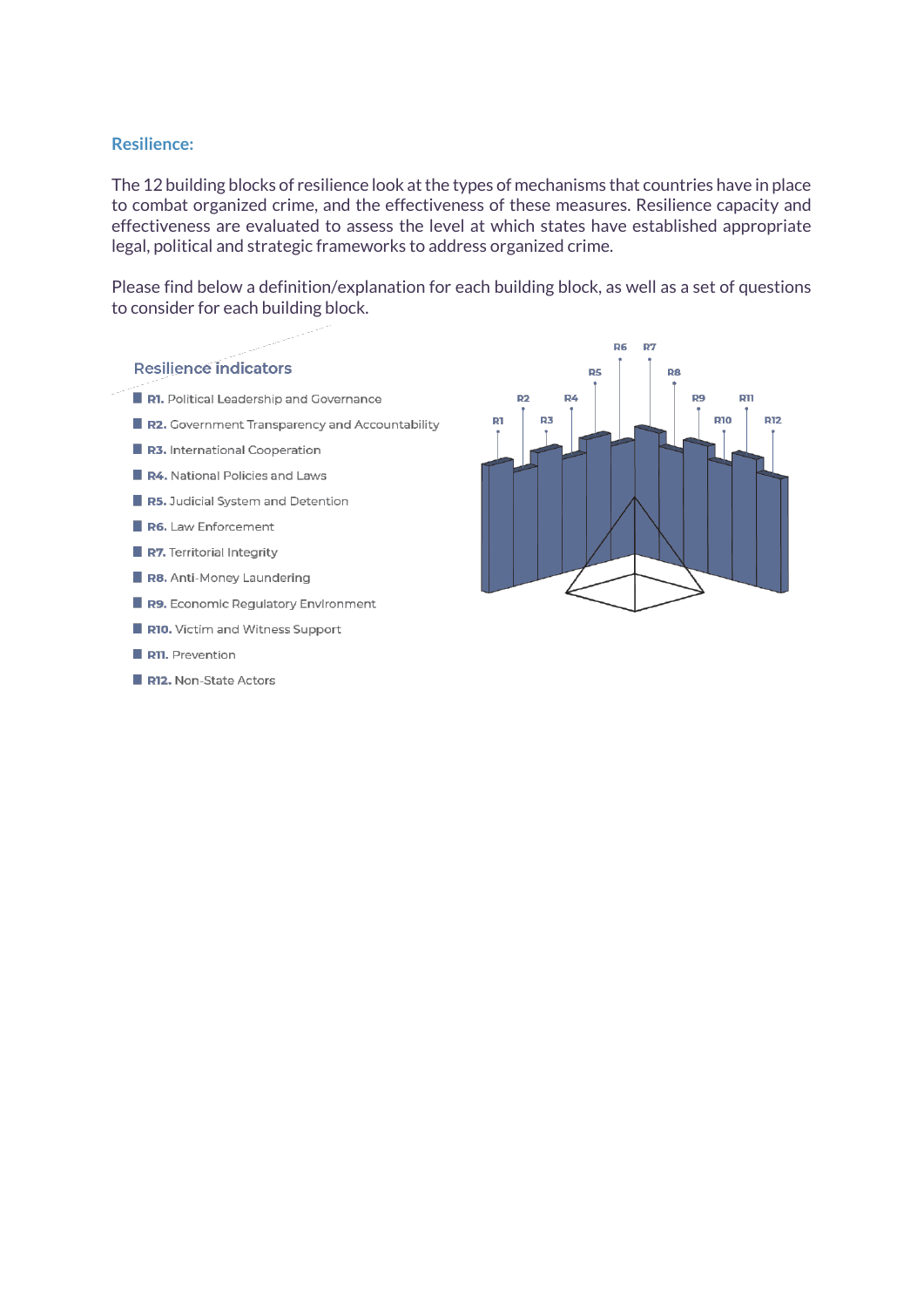## Resilience:

The 12 building blocks of resilience look at the types of mechanisms that countries have in place to combat organized crime, and the effectiveness of these measures. Resilience capacity and effectiveness are evaluated to assess the level at which states have established appropriate legal, political and strategic frameworks to address organized crime.

Please find below a definition/explanation for each building block, as well as a set of questions to consider for each building block.

### Resilience indicators

- **R1.** Political Leadership and Governance
- **R2.** Government Transparency and Accountability
- **R3.** International Cooperation
- **R4.** National Policies and Laws
- **R5.** Judicial System and Detention
- **R6.** Law Enforcement
- **R7.** Territorial Integrity
- **R8.** Anti-Money Laundering
- **R9.** Economic Regulatory Environment
- **R10.** Victim and Witness Support
- **R11.** Prevention
- **R12.** Non-State Actors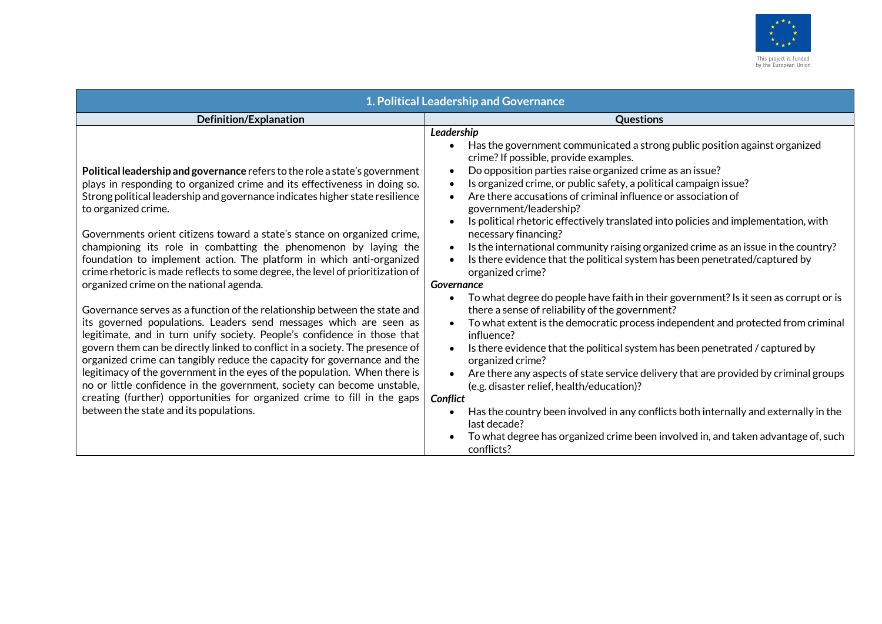| 1. Political Leadership and Governance | |
|---|---|
| **Definition/Explanation** | **Questions** |
| **Political leadership and governance** refers to the role a state's government plays in responding to organized crime and its effectiveness in doing so. Strong political leadership and governance indicates higher state resilience to organized crime.<br><br>Governments orient citizens toward a state's stance on organized crime, championing its role in combatting the phenomenon by laying the foundation to implement action. The platform in which anti-organized crime rhetoric is made reflects to some degree, the level of prioritization of organized crime on the national agenda.<br><br>Governance serves as a function of the relationship between the state and its governed populations. Leaders send messages which are seen as legitimate, and in turn unify society. People's confidence in those that govern them can be directly linked to conflict in a society. The presence of organized crime can tangibly reduce the capacity for governance and the legitimacy of the government in the eyes of the population. When there is no or little confidence in the government, society can become unstable, creating (further) opportunities for organized crime to fill in the gaps between the state and its populations. | ***Leadership***<br>• Has the government communicated a strong public position against organized crime? If possible, provide examples.<br>• Do opposition parties raise organized crime as an issue?<br>• Is organized crime, or public safety, a political campaign issue?<br>• Are there accusations of criminal influence or association of government/leadership?<br>• Is political rhetoric effectively translated into policies and implementation, with necessary financing?<br>• Is the international community raising organized crime as an issue in the country?<br>• Is there evidence that the political system has been penetrated/captured by organized crime?<br>***Governance***<br>• To what degree do people have faith in their government? Is it seen as corrupt or is there a sense of reliability of the government?<br>• To what extent is the democratic process independent and protected from criminal influence?<br>• Is there evidence that the political system has been penetrated / captured by organized crime?<br>• Are there any aspects of state service delivery that are provided by criminal groups (e.g. disaster relief, health/education)?<br>***Conflict***<br>• Has the country been involved in any conflicts both internally and externally in the last decade?<br>• To what degree has organized crime been involved in, and taken advantage of, such conflicts? |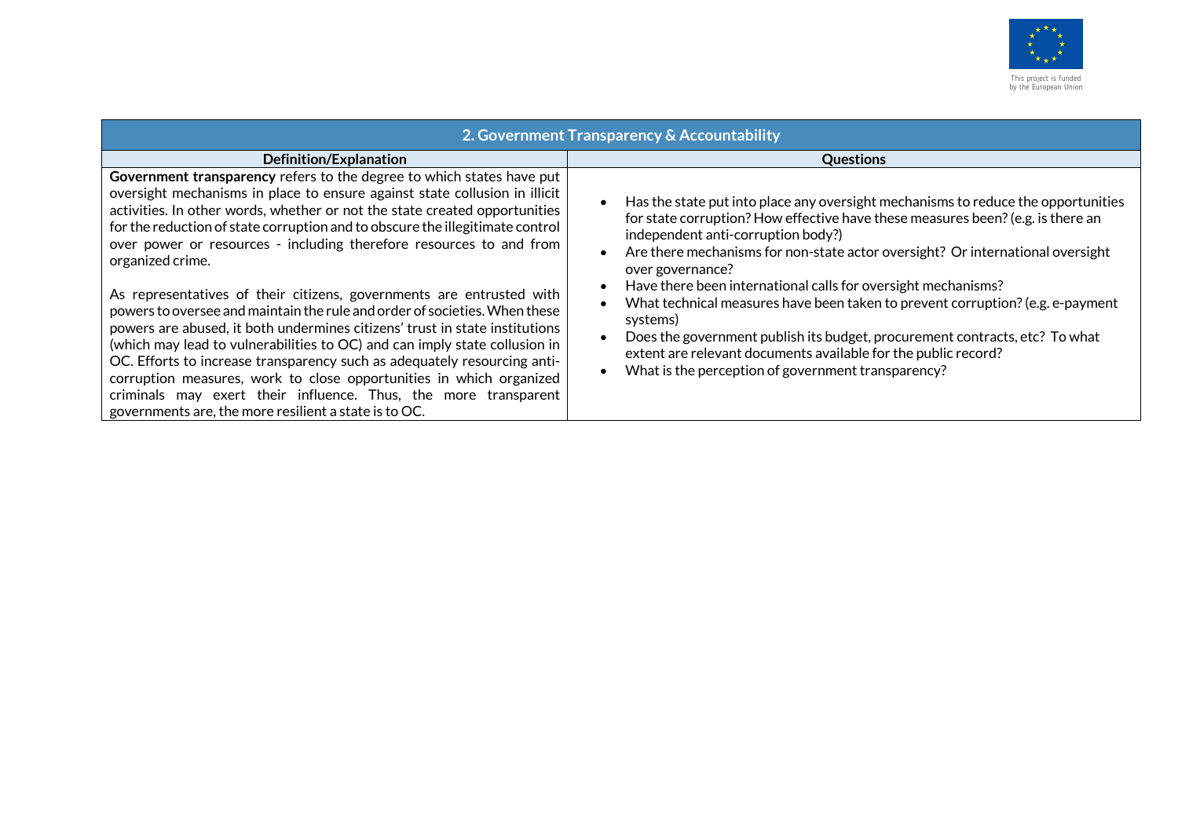| 2. Government Transparency & Accountability | |
|---|---|
| **Definition/Explanation** | **Questions** |
| **Government transparency** refers to the degree to which states have put oversight mechanisms in place to ensure against state collusion in illicit activities. In other words, whether or not the state created opportunities for the reduction of state corruption and to obscure the illegitimate control over power or resources - including therefore resources to and from organized crime.<br><br>As representatives of their citizens, governments are entrusted with powers to oversee and maintain the rule and order of societies. When these powers are abused, it both undermines citizens' trust in state institutions (which may lead to vulnerabilities to OC) and can imply state collusion in OC. Efforts to increase transparency such as adequately resourcing anti-corruption measures, work to close opportunities in which organized criminals may exert their influence. Thus, the more transparent governments are, the more resilient a state is to OC. | • Has the state put into place any oversight mechanisms to reduce the opportunities for state corruption? How effective have these measures been? (e.g. is there an independent anti-corruption body?)<br>• Are there mechanisms for non-state actor oversight? Or international oversight over governance?<br>• Have there been international calls for oversight mechanisms?<br>• What technical measures have been taken to prevent corruption? (e.g. e-payment systems)<br>• Does the government publish its budget, procurement contracts, etc? To what extent are relevant documents available for the public record?<br>• What is the perception of government transparency? |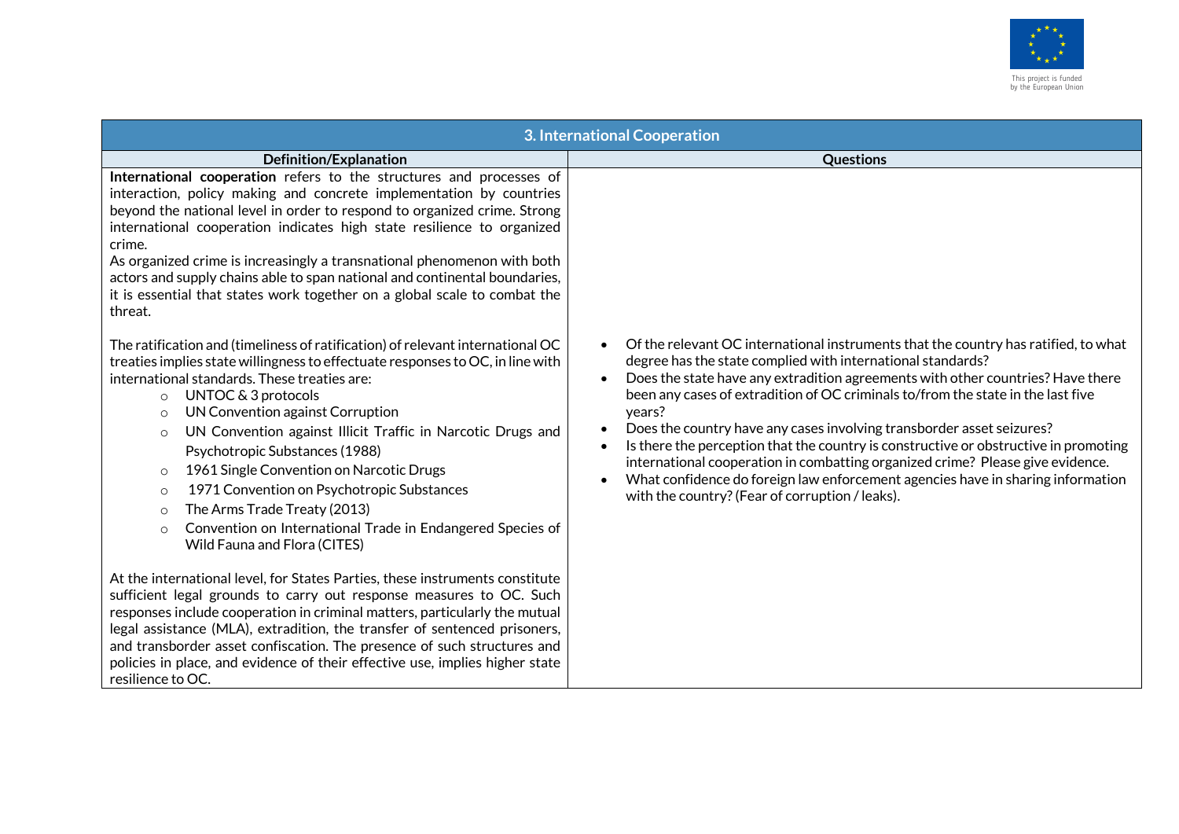| 3. International Cooperation | |
|---|---|
| **Definition/Explanation** | **Questions** |
| **International cooperation** refers to the structures and processes of interaction, policy making and concrete implementation by countries beyond the national level in order to respond to organized crime. Strong international cooperation indicates high state resilience to organized crime.<br>As organized crime is increasingly a transnational phenomenon with both actors and supply chains able to span national and continental boundaries, it is essential that states work together on a global scale to combat the threat.<br><br>The ratification and (timeliness of ratification) of relevant international OC treaties implies state willingness to effectuate responses to OC, in line with international standards. These treaties are:<br>○ UNTOC & 3 protocols<br>○ UN Convention against Corruption<br>○ UN Convention against Illicit Traffic in Narcotic Drugs and Psychotropic Substances (1988)<br>○ 1961 Single Convention on Narcotic Drugs<br>○ 1971 Convention on Psychotropic Substances<br>○ The Arms Trade Treaty (2013)<br>○ Convention on International Trade in Endangered Species of Wild Fauna and Flora (CITES)<br><br>At the international level, for States Parties, these instruments constitute sufficient legal grounds to carry out response measures to OC. Such responses include cooperation in criminal matters, particularly the mutual legal assistance (MLA), extradition, the transfer of sentenced prisoners, and transborder asset confiscation. The presence of such structures and policies in place, and evidence of their effective use, implies higher state resilience to OC. | • Of the relevant OC international instruments that the country has ratified, to what degree has the state complied with international standards?<br>• Does the state have any extradition agreements with other countries? Have there been any cases of extradition of OC criminals to/from the state in the last five years?<br>• Does the country have any cases involving transborder asset seizures?<br>• Is there the perception that the country is constructive or obstructive in promoting international cooperation in combatting organized crime? Please give evidence.<br>• What confidence do foreign law enforcement agencies have in sharing information with the country? (Fear of corruption / leaks). |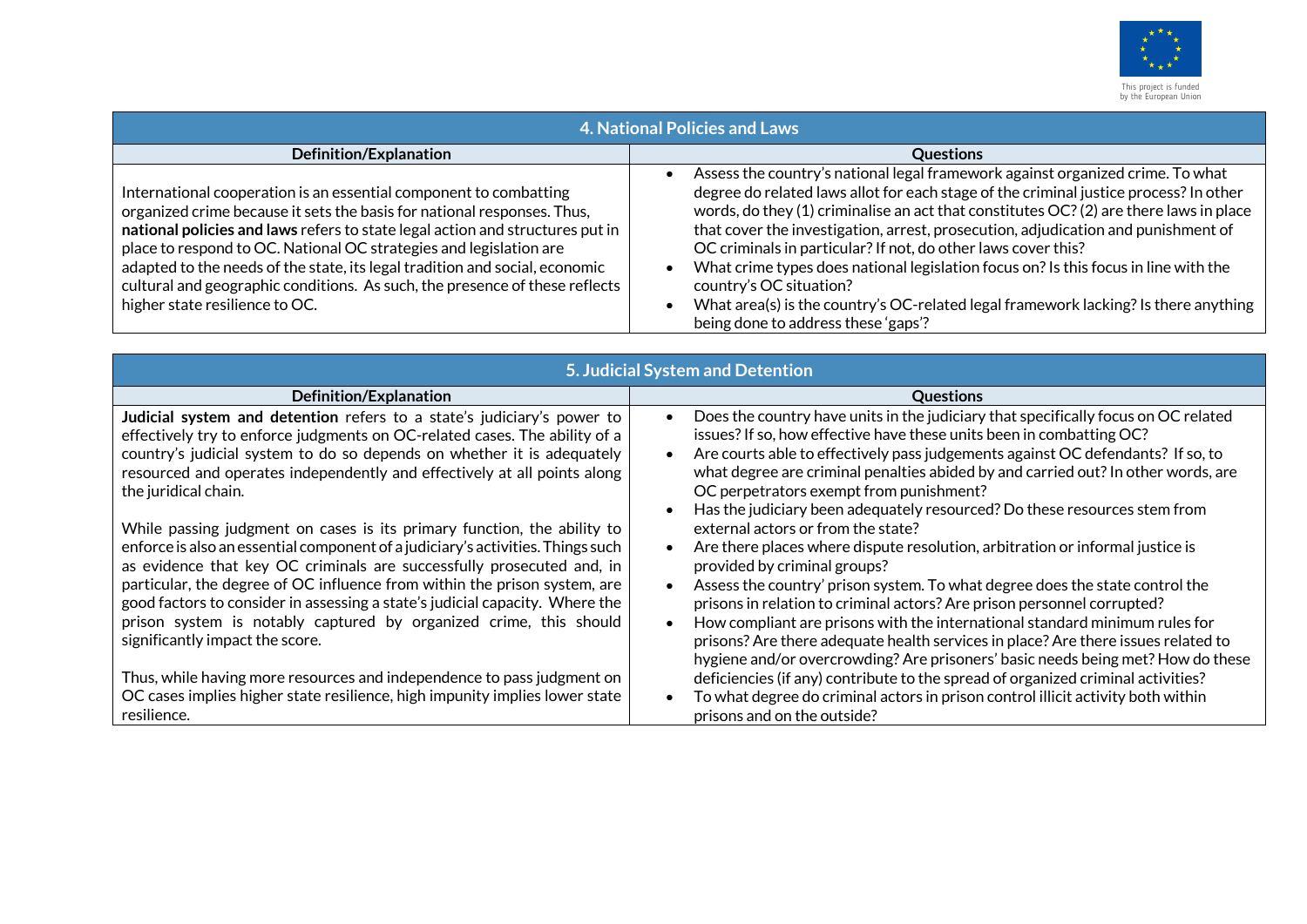This project is funded by the European Union

| 4. National Policies and Laws | |
|---|---|
| **Definition/Explanation** | **Questions** |
| International cooperation is an essential component to combatting organized crime because it sets the basis for national responses. Thus, **national policies and laws** refers to state legal action and structures put in place to respond to OC. National OC strategies and legislation are adapted to the needs of the state, its legal tradition and social, economic cultural and geographic conditions. As such, the presence of these reflects higher state resilience to OC. | • Assess the country's national legal framework against organized crime. To what degree do related laws allot for each stage of the criminal justice process? In other words, do they (1) criminalise an act that constitutes OC? (2) are there laws in place that cover the investigation, arrest, prosecution, adjudication and punishment of OC criminals in particular? If not, do other laws cover this?<br>• What crime types does national legislation focus on? Is this focus in line with the country's OC situation?<br>• What area(s) is the country's OC-related legal framework lacking? Is there anything being done to address these 'gaps'? |

| 5. Judicial System and Detention | |
|---|---|
| **Definition/Explanation** | **Questions** |
| **Judicial system and detention** refers to a state's judiciary's power to effectively try to enforce judgments on OC-related cases. The ability of a country's judicial system to do so depends on whether it is adequately resourced and operates independently and effectively at all points along the juridical chain.<br><br>While passing judgment on cases is its primary function, the ability to enforce is also an essential component of a judiciary's activities. Things such as evidence that key OC criminals are successfully prosecuted and, in particular, the degree of OC influence from within the prison system, are good factors to consider in assessing a state's judicial capacity. Where the prison system is notably captured by organized crime, this should significantly impact the score.<br><br>Thus, while having more resources and independence to pass judgment on OC cases implies higher state resilience, high impunity implies lower state resilience. | • Does the country have units in the judiciary that specifically focus on OC related issues? If so, how effective have these units been in combatting OC?<br>• Are courts able to effectively pass judgements against OC defendants? If so, to what degree are criminal penalties abided by and carried out? In other words, are OC perpetrators exempt from punishment?<br>• Has the judiciary been adequately resourced? Do these resources stem from external actors or from the state?<br>• Are there places where dispute resolution, arbitration or informal justice is provided by criminal groups?<br>• Assess the country' prison system. To what degree does the state control the prisons in relation to criminal actors? Are prison personnel corrupted?<br>• How compliant are prisons with the international standard minimum rules for prisons? Are there adequate health services in place? Are there issues related to hygiene and/or overcrowding? Are prisoners' basic needs being met? How do these deficiencies (if any) contribute to the spread of organized criminal activities?<br>• To what degree do criminal actors in prison control illicit activity both within prisons and on the outside? |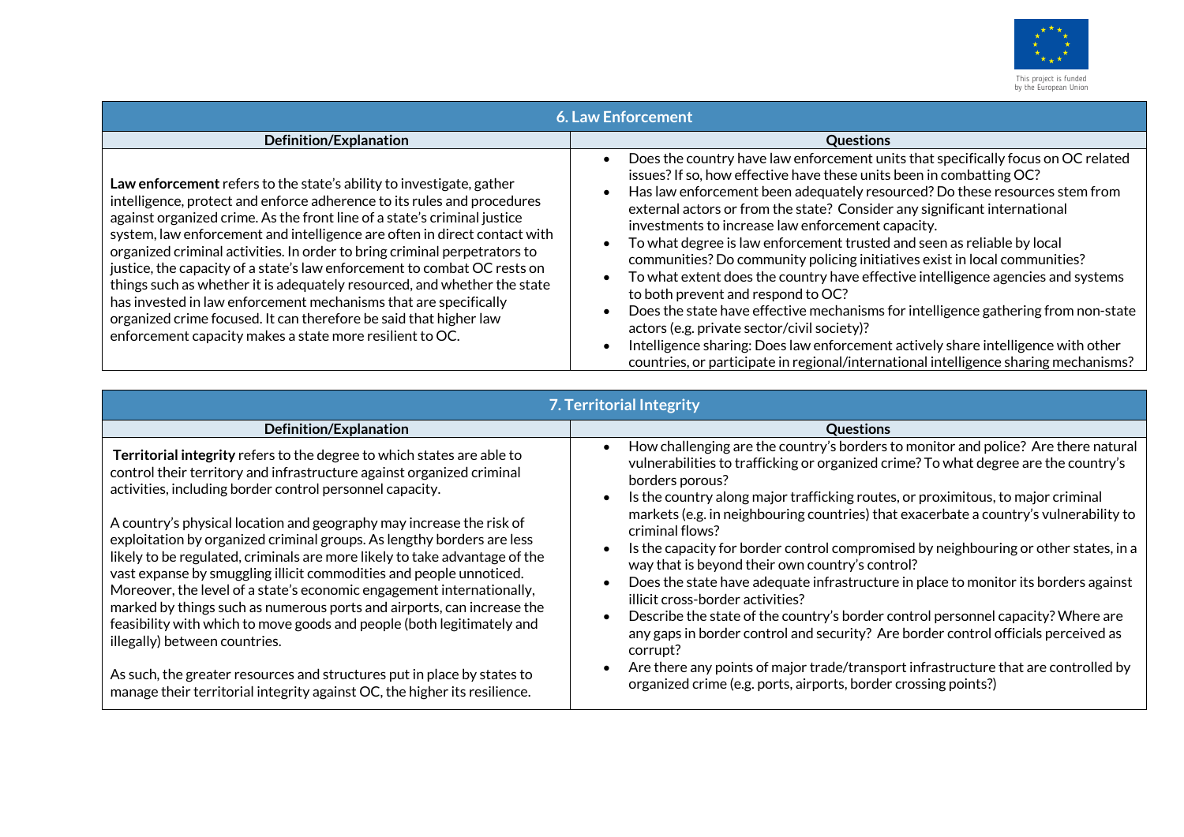| 6. Law Enforcement | |
|---|---|
| **Definition/Explanation** | **Questions** |
| **Law enforcement** refers to the state's ability to investigate, gather intelligence, protect and enforce adherence to its rules and procedures against organized crime. As the front line of a state's criminal justice system, law enforcement and intelligence are often in direct contact with organized criminal activities. In order to bring criminal perpetrators to justice, the capacity of a state's law enforcement to combat OC rests on things such as whether it is adequately resourced, and whether the state has invested in law enforcement mechanisms that are specifically organized crime focused. It can therefore be said that higher law enforcement capacity makes a state more resilient to OC. | • Does the country have law enforcement units that specifically focus on OC related issues? If so, how effective have these units been in combatting OC?<br>• Has law enforcement been adequately resourced? Do these resources stem from external actors or from the state? Consider any significant international investments to increase law enforcement capacity.<br>• To what degree is law enforcement trusted and seen as reliable by local communities? Do community policing initiatives exist in local communities?<br>• To what extent does the country have effective intelligence agencies and systems to both prevent and respond to OC?<br>• Does the state have effective mechanisms for intelligence gathering from non-state actors (e.g. private sector/civil society)?<br>• Intelligence sharing: Does law enforcement actively share intelligence with other countries, or participate in regional/international intelligence sharing mechanisms? |

| 7. Territorial Integrity | |
|---|---|
| **Definition/Explanation** | **Questions** |
| **Territorial integrity** refers to the degree to which states are able to control their territory and infrastructure against organized criminal activities, including border control personnel capacity.<br><br>A country's physical location and geography may increase the risk of exploitation by organized criminal groups. As lengthy borders are less likely to be regulated, criminals are more likely to take advantage of the vast expanse by smuggling illicit commodities and people unnoticed. Moreover, the level of a state's economic engagement internationally, marked by things such as numerous ports and airports, can increase the feasibility with which to move goods and people (both legitimately and illegally) between countries.<br><br>As such, the greater resources and structures put in place by states to manage their territorial integrity against OC, the higher its resilience. | • How challenging are the country's borders to monitor and police? Are there natural vulnerabilities to trafficking or organized crime? To what degree are the country's borders porous?<br>• Is the country along major trafficking routes, or proximitous, to major criminal markets (e.g. in neighbouring countries) that exacerbate a country's vulnerability to criminal flows?<br>• Is the capacity for border control compromised by neighbouring or other states, in a way that is beyond their own country's control?<br>• Does the state have adequate infrastructure in place to monitor its borders against illicit cross-border activities?<br>• Describe the state of the country's border control personnel capacity? Where are any gaps in border control and security? Are border control officials perceived as corrupt?<br>• Are there any points of major trade/transport infrastructure that are controlled by organized crime (e.g. ports, airports, border crossing points?) |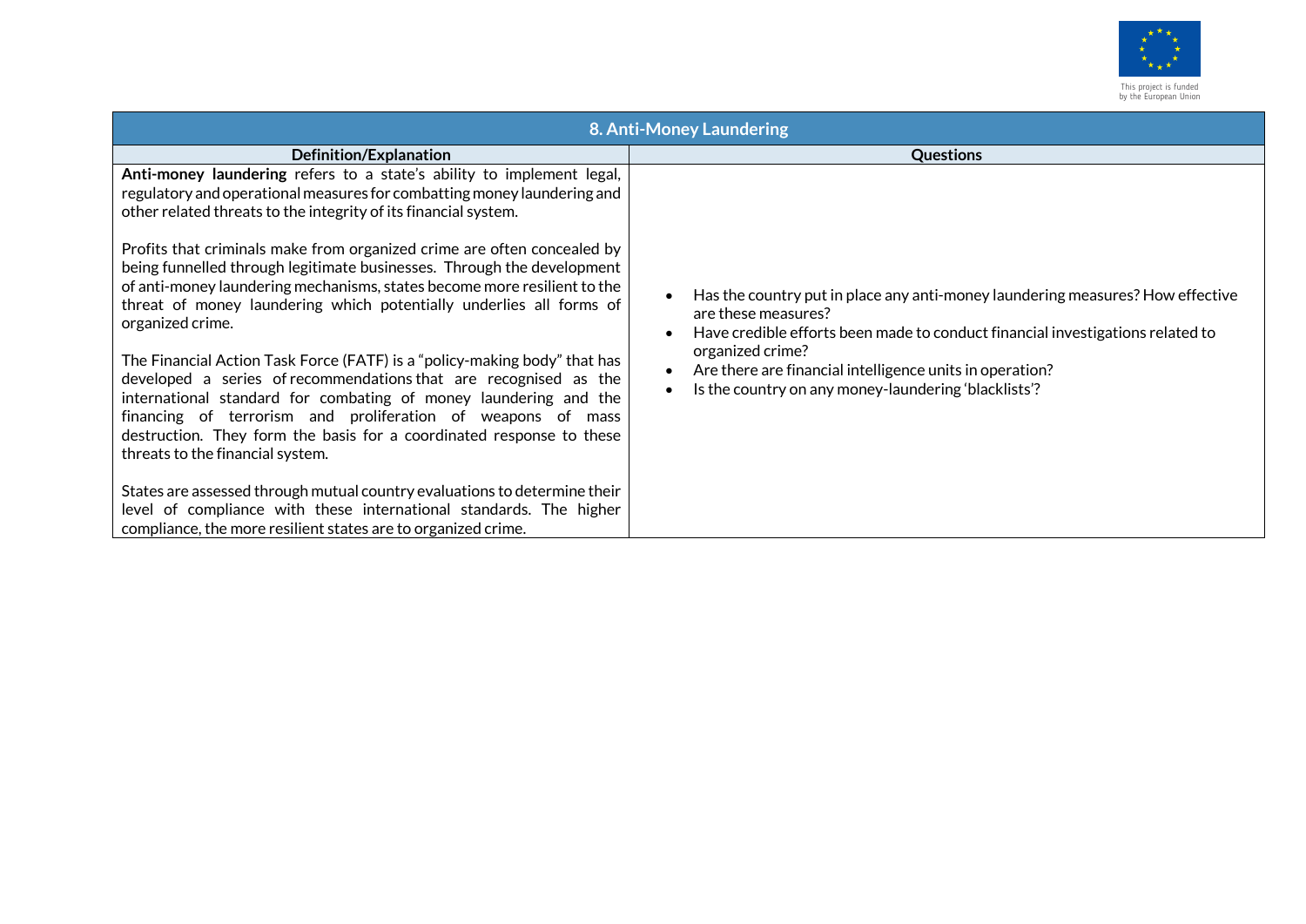| 8. Anti-Money Laundering | |
|---|---|
| **Definition/Explanation** | **Questions** |
| **Anti-money laundering** refers to a state's ability to implement legal, regulatory and operational measures for combatting money laundering and other related threats to the integrity of its financial system.<br><br>Profits that criminals make from organized crime are often concealed by being funnelled through legitimate businesses. Through the development of anti-money laundering mechanisms, states become more resilient to the threat of money laundering which potentially underlies all forms of organized crime.<br><br>The Financial Action Task Force (FATF) is a "policy-making body" that has developed a series of recommendations that are recognised as the international standard for combating of money laundering and the financing of terrorism and proliferation of weapons of mass destruction. They form the basis for a coordinated response to these threats to the financial system.<br><br>States are assessed through mutual country evaluations to determine their level of compliance with these international standards. The higher compliance, the more resilient states are to organized crime. | • Has the country put in place any anti-money laundering measures? How effective are these measures?<br>• Have credible efforts been made to conduct financial investigations related to organized crime?<br>• Are there are financial intelligence units in operation?<br>• Is the country on any money-laundering 'blacklists'? |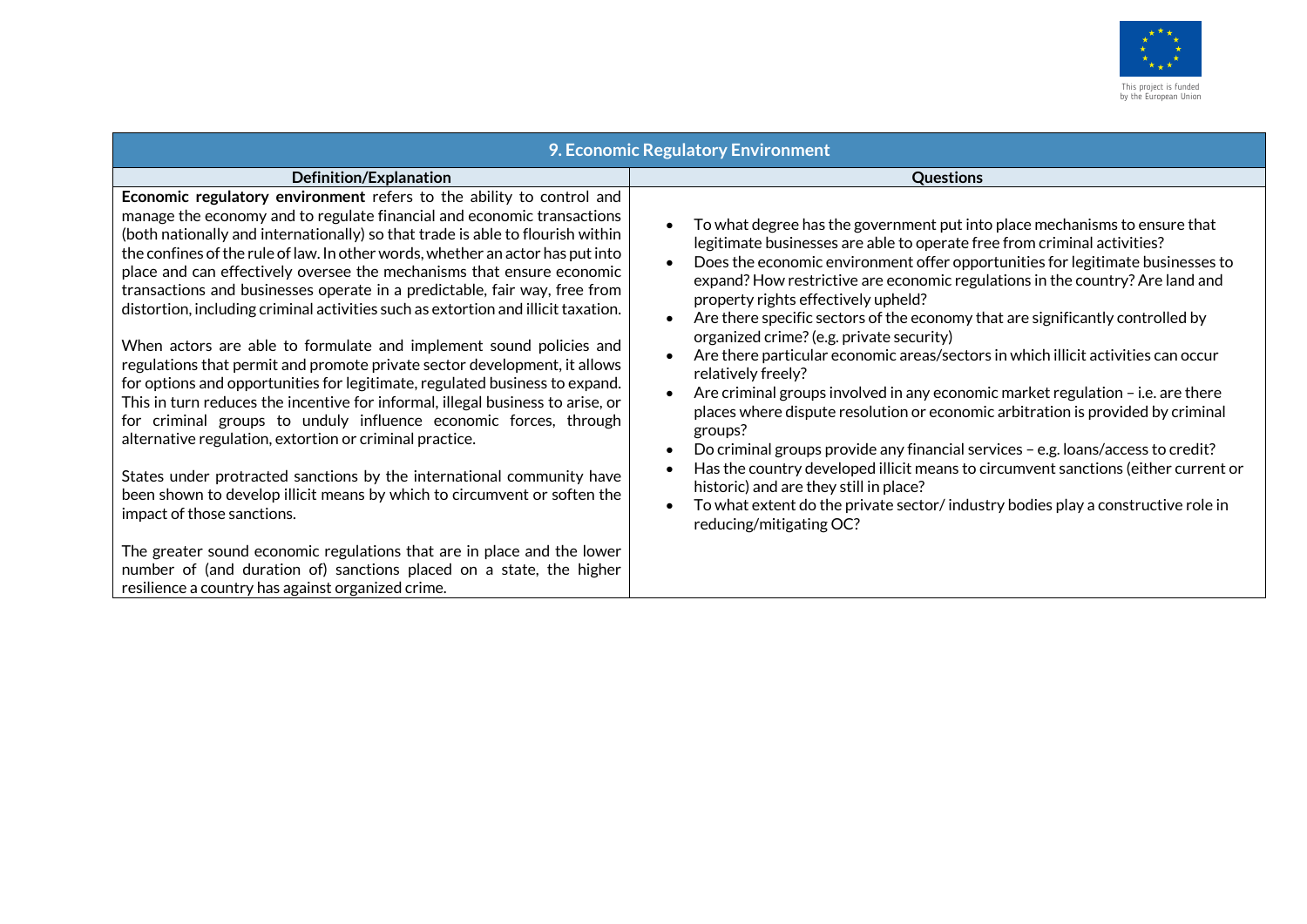| 9. Economic Regulatory Environment | |
|---|---|
| **Definition/Explanation** | **Questions** |
| **Economic regulatory environment** refers to the ability to control and manage the economy and to regulate financial and economic transactions (both nationally and internationally) so that trade is able to flourish within the confines of the rule of law. In other words, whether an actor has put into place and can effectively oversee the mechanisms that ensure economic transactions and businesses operate in a predictable, fair way, free from distortion, including criminal activities such as extortion and illicit taxation.<br><br>When actors are able to formulate and implement sound policies and regulations that permit and promote private sector development, it allows for options and opportunities for legitimate, regulated business to expand. This in turn reduces the incentive for informal, illegal business to arise, or for criminal groups to unduly influence economic forces, through alternative regulation, extortion or criminal practice.<br><br>States under protracted sanctions by the international community have been shown to develop illicit means by which to circumvent or soften the impact of those sanctions.<br><br>The greater sound economic regulations that are in place and the lower number of (and duration of) sanctions placed on a state, the higher resilience a country has against organized crime. | • To what degree has the government put into place mechanisms to ensure that legitimate businesses are able to operate free from criminal activities?<br>• Does the economic environment offer opportunities for legitimate businesses to expand? How restrictive are economic regulations in the country? Are land and property rights effectively upheld?<br>• Are there specific sectors of the economy that are significantly controlled by organized crime? (e.g. private security)<br>• Are there particular economic areas/sectors in which illicit activities can occur relatively freely?<br>• Are criminal groups involved in any economic market regulation – i.e. are there places where dispute resolution or economic arbitration is provided by criminal groups?<br>• Do criminal groups provide any financial services – e.g. loans/access to credit?<br>• Has the country developed illicit means to circumvent sanctions (either current or historic) and are they still in place?<br>• To what extent do the private sector/ industry bodies play a constructive role in reducing/mitigating OC? |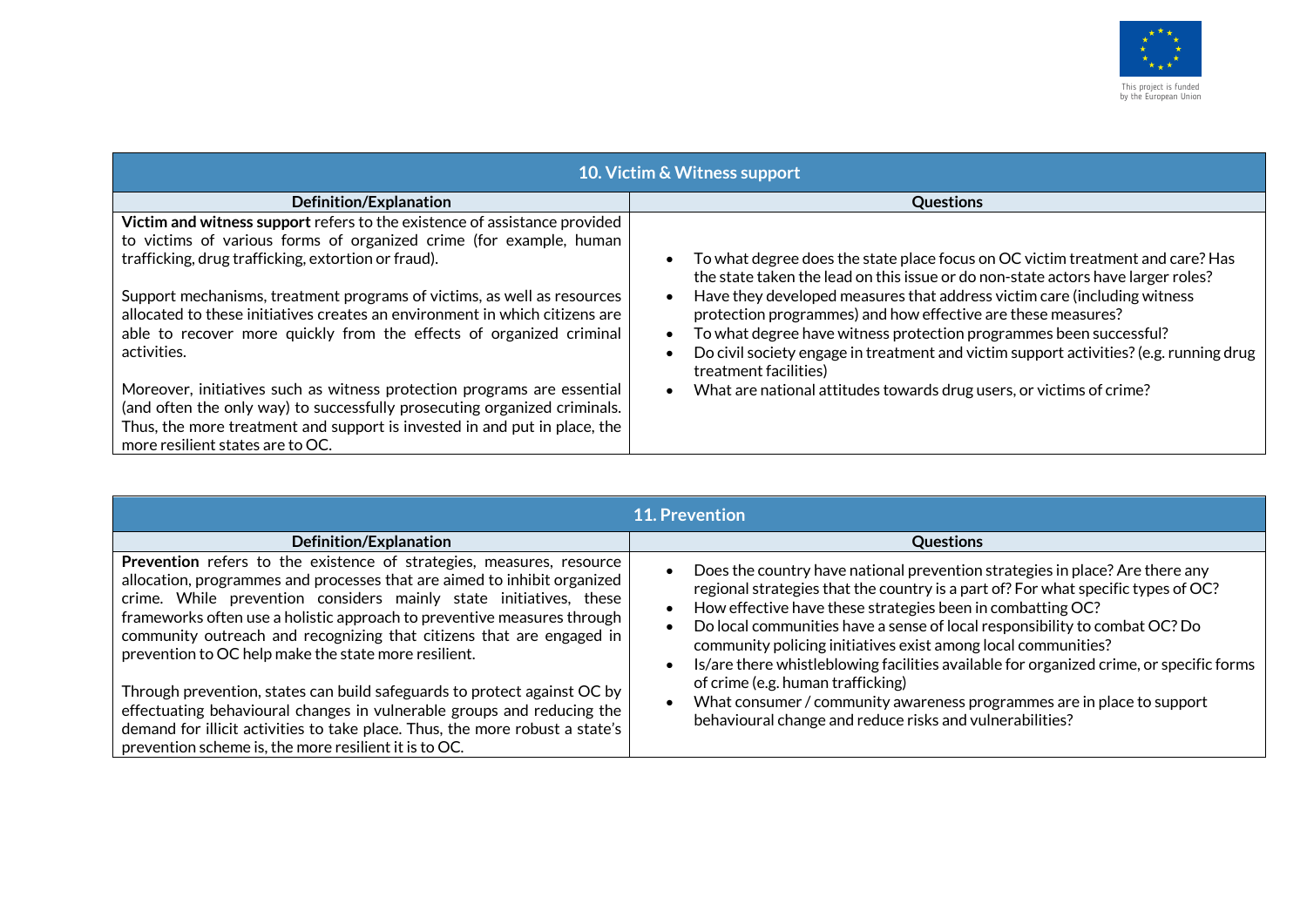| 10. Victim & Witness support | |
|---|---|
| **Definition/Explanation** | **Questions** |
| **Victim and witness support** refers to the existence of assistance provided to victims of various forms of organized crime (for example, human trafficking, drug trafficking, extortion or fraud).<br><br>Support mechanisms, treatment programs of victims, as well as resources allocated to these initiatives creates an environment in which citizens are able to recover more quickly from the effects of organized criminal activities.<br><br>Moreover, initiatives such as witness protection programs are essential (and often the only way) to successfully prosecuting organized criminals. Thus, the more treatment and support is invested in and put in place, the more resilient states are to OC. | • To what degree does the state place focus on OC victim treatment and care? Has the state taken the lead on this issue or do non-state actors have larger roles?<br>• Have they developed measures that address victim care (including witness protection programmes) and how effective are these measures?<br>• To what degree have witness protection programmes been successful?<br>• Do civil society engage in treatment and victim support activities? (e.g. running drug treatment facilities)<br>• What are national attitudes towards drug users, or victims of crime? |

| 11. Prevention | |
|---|---|
| **Definition/Explanation** | **Questions** |
| **Prevention** refers to the existence of strategies, measures, resource allocation, programmes and processes that are aimed to inhibit organized crime. While prevention considers mainly state initiatives, these frameworks often use a holistic approach to preventive measures through community outreach and recognizing that citizens that are engaged in prevention to OC help make the state more resilient.<br><br>Through prevention, states can build safeguards to protect against OC by effectuating behavioural changes in vulnerable groups and reducing the demand for illicit activities to take place. Thus, the more robust a state's prevention scheme is, the more resilient it is to OC. | • Does the country have national prevention strategies in place? Are there any regional strategies that the country is a part of? For what specific types of OC?<br>• How effective have these strategies been in combatting OC?<br>• Do local communities have a sense of local responsibility to combat OC? Do community policing initiatives exist among local communities?<br>• Is/are there whistleblowing facilities available for organized crime, or specific forms of crime (e.g. human trafficking)<br>• What consumer / community awareness programmes are in place to support behavioural change and reduce risks and vulnerabilities? |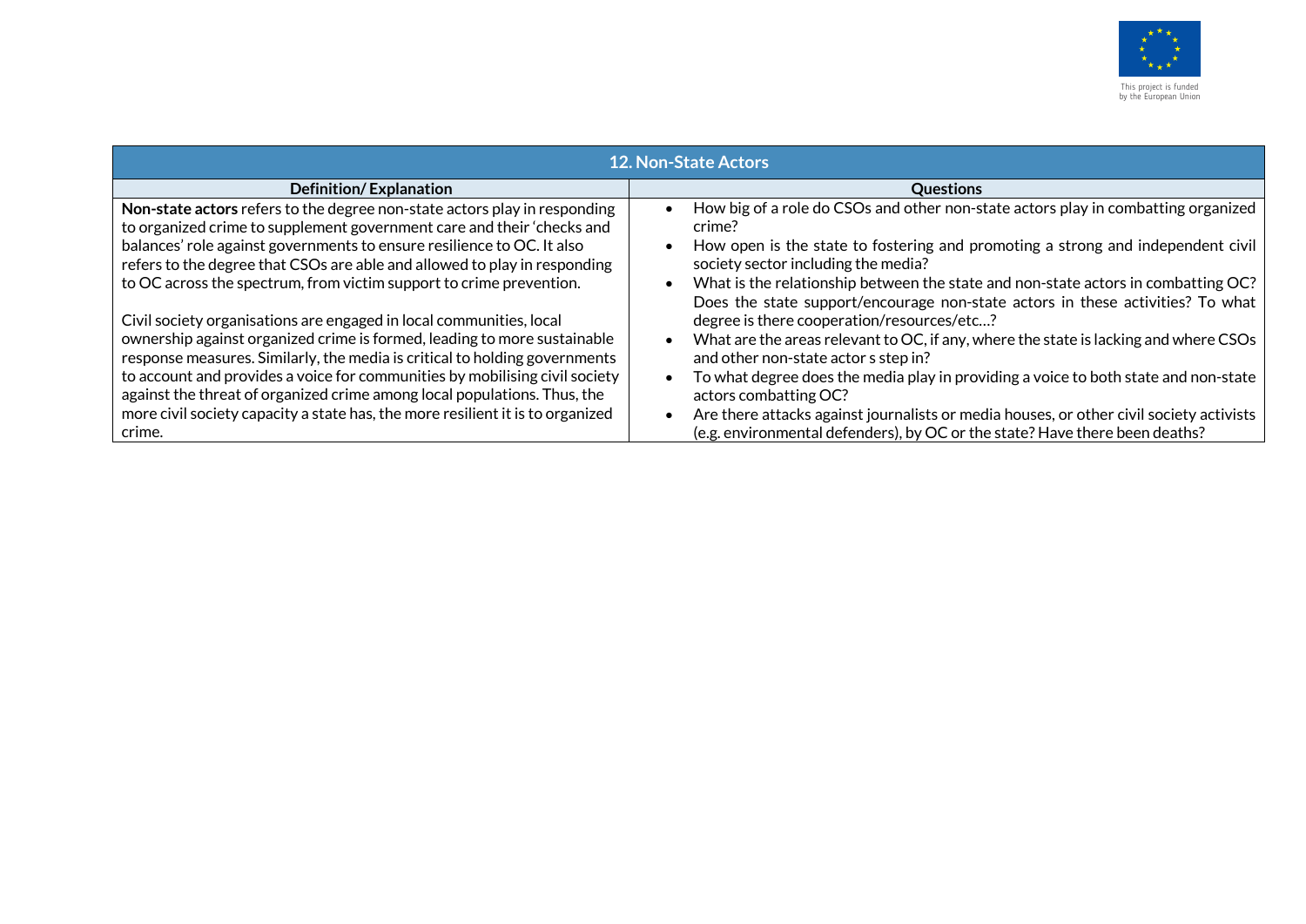| 12. Non-State Actors | |
|---|---|
| **Definition/ Explanation** | **Questions** |
| **Non-state actors** refers to the degree non-state actors play in responding to organized crime to supplement government care and their 'checks and balances' role against governments to ensure resilience to OC. It also refers to the degree that CSOs are able and allowed to play in responding to OC across the spectrum, from victim support to crime prevention.<br><br>Civil society organisations are engaged in local communities, local ownership against organized crime is formed, leading to more sustainable response measures. Similarly, the media is critical to holding governments to account and provides a voice for communities by mobilising civil society against the threat of organized crime among local populations. Thus, the more civil society capacity a state has, the more resilient it is to organized crime. | • How big of a role do CSOs and other non-state actors play in combatting organized crime?<br>• How open is the state to fostering and promoting a strong and independent civil society sector including the media?<br>• What is the relationship between the state and non-state actors in combatting OC? Does the state support/encourage non-state actors in these activities? To what degree is there cooperation/resources/etc…?<br>• What are the areas relevant to OC, if any, where the state is lacking and where CSOs and other non-state actor s step in?<br>• To what degree does the media play in providing a voice to both state and non-state actors combatting OC?<br>• Are there attacks against journalists or media houses, or other civil society activists (e.g. environmental defenders), by OC or the state? Have there been deaths? |